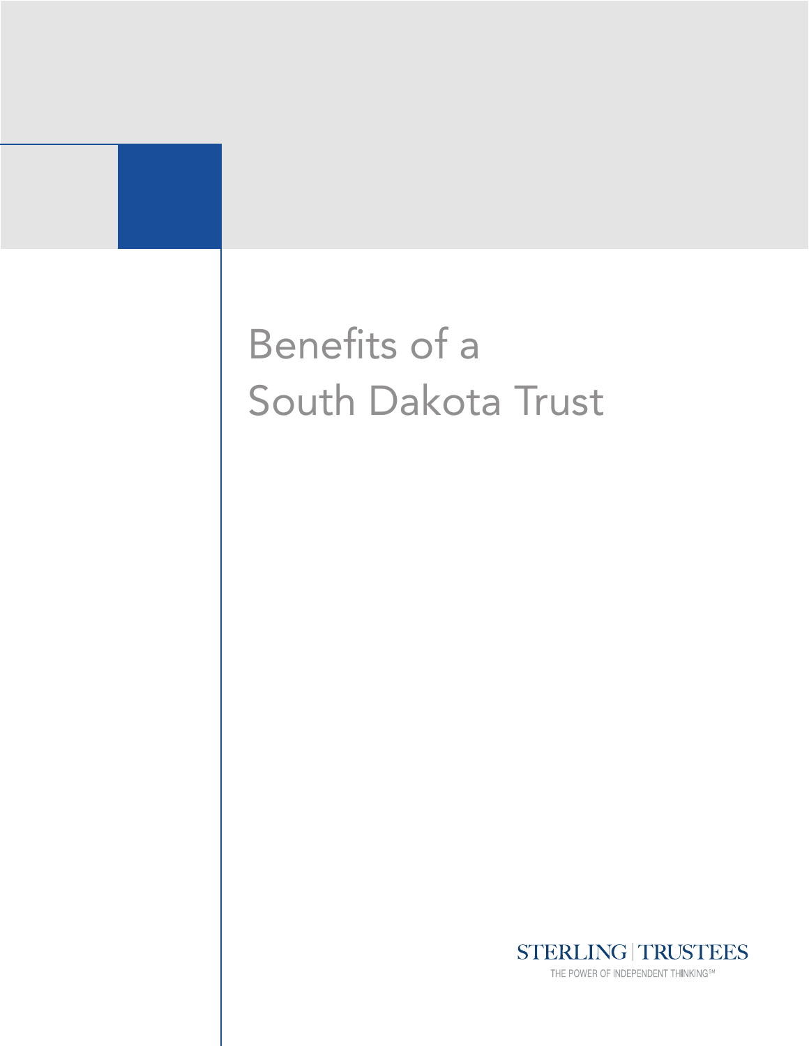# Benefits of a South Dakota Trust

STERLING | TRUSTEES

THE POWER OF INDEPENDENT THINKING℠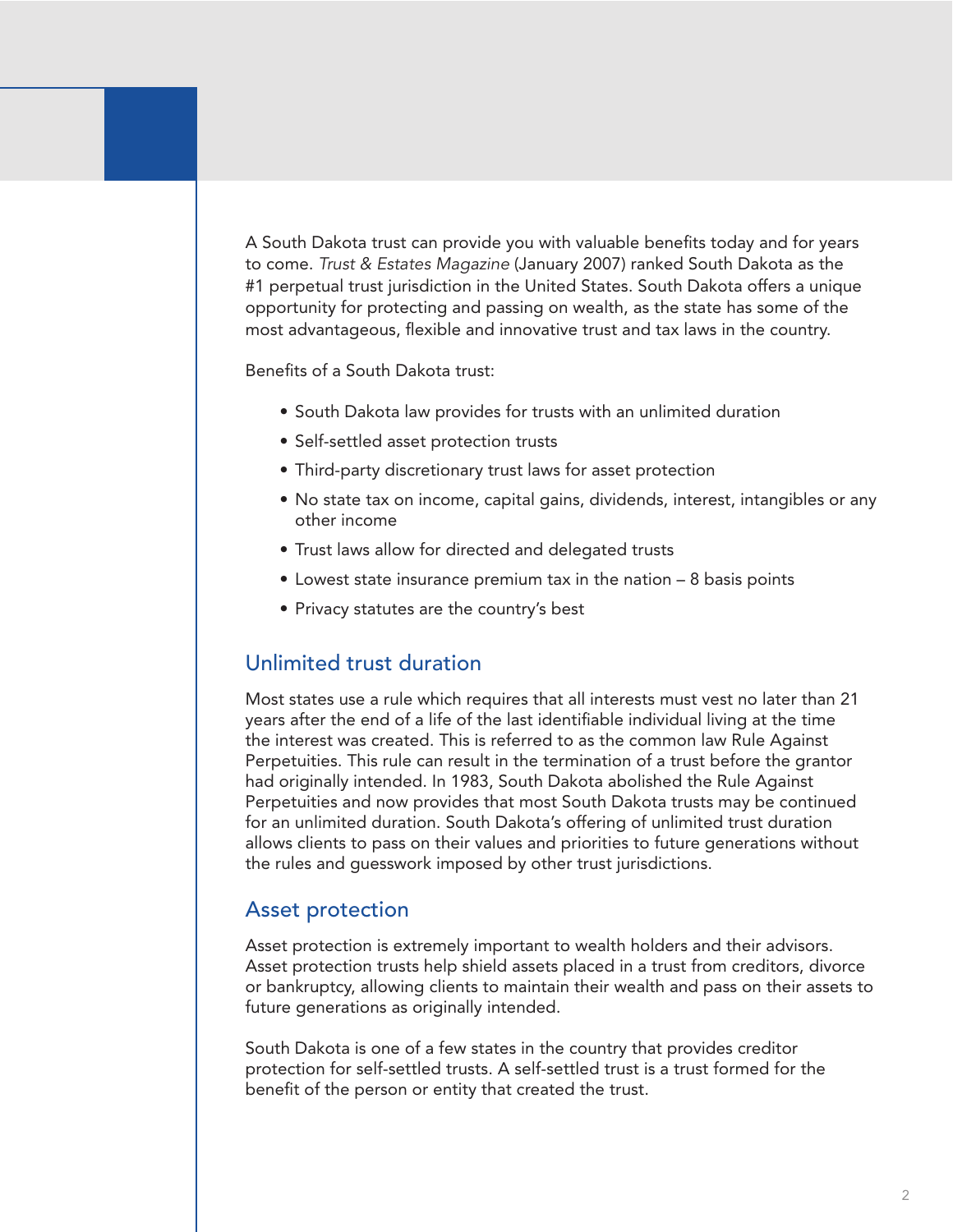A South Dakota trust can provide you with valuable benefits today and for years to come. *Trust & Estates Magazine* (January 2007) ranked South Dakota as the #1 perpetual trust jurisdiction in the United States. South Dakota offers a unique opportunity for protecting and passing on wealth, as the state has some of the most advantageous, flexible and innovative trust and tax laws in the country.

Benefits of a South Dakota trust:

- South Dakota law provides for trusts with an unlimited duration
- Self-settled asset protection trusts
- Third-party discretionary trust laws for asset protection
- No state tax on income, capital gains, dividends, interest, intangibles or any other income
- Trust laws allow for directed and delegated trusts
- Lowest state insurance premium tax in the nation – 8 basis points
- Privacy statutes are the country's best

## Unlimited trust duration

Most states use a rule which requires that all interests must vest no later than 21 years after the end of a life of the last identifiable individual living at the time the interest was created. This is referred to as the common law Rule Against Perpetuities. This rule can result in the termination of a trust before the grantor had originally intended. In 1983, South Dakota abolished the Rule Against Perpetuities and now provides that most South Dakota trusts may be continued for an unlimited duration. South Dakota's offering of unlimited trust duration allows clients to pass on their values and priorities to future generations without the rules and guesswork imposed by other trust jurisdictions.

## Asset protection

Asset protection is extremely important to wealth holders and their advisors. Asset protection trusts help shield assets placed in a trust from creditors, divorce or bankruptcy, allowing clients to maintain their wealth and pass on their assets to future generations as originally intended.

South Dakota is one of a few states in the country that provides creditor protection for self-settled trusts. A self-settled trust is a trust formed for the benefit of the person or entity that created the trust.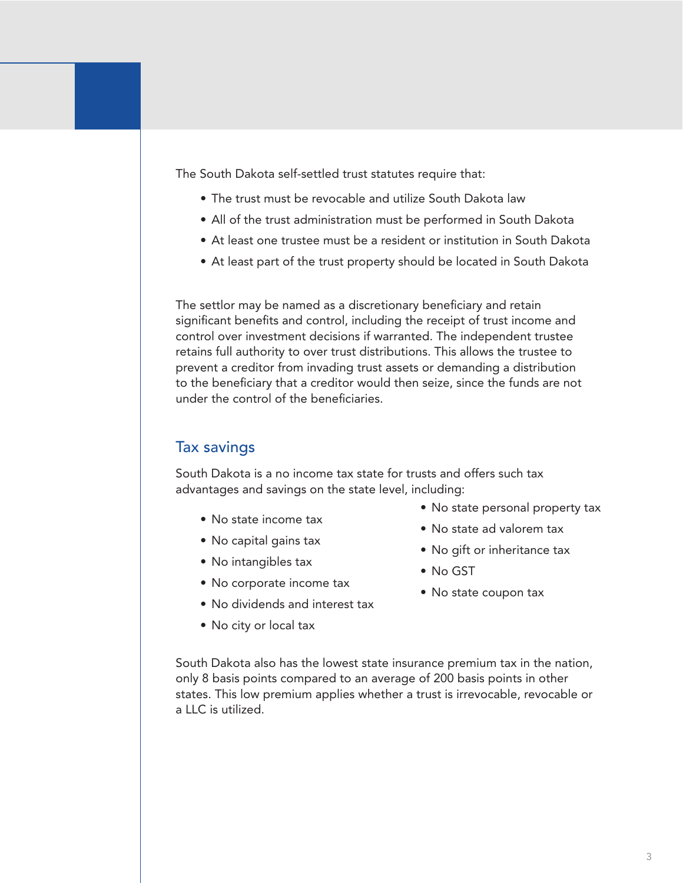The South Dakota self-settled trust statutes require that:

- The trust must be revocable and utilize South Dakota law
- All of the trust administration must be performed in South Dakota
- At least one trustee must be a resident or institution in South Dakota
- At least part of the trust property should be located in South Dakota

The settlor may be named as a discretionary beneficiary and retain significant benefits and control, including the receipt of trust income and control over investment decisions if warranted. The independent trustee retains full authority to over trust distributions. This allows the trustee to prevent a creditor from invading trust assets or demanding a distribution to the beneficiary that a creditor would then seize, since the funds are not under the control of the beneficiaries.

## Tax savings

South Dakota is a no income tax state for trusts and offers such tax advantages and savings on the state level, including:

- No state income tax
- No capital gains tax
- No intangibles tax
- No corporate income tax
- No dividends and interest tax
- No city or local tax
- No state personal property tax
- No state ad valorem tax
- No gift or inheritance tax
- No GST
- No state coupon tax

South Dakota also has the lowest state insurance premium tax in the nation, only 8 basis points compared to an average of 200 basis points in other states. This low premium applies whether a trust is irrevocable, revocable or a LLC is utilized.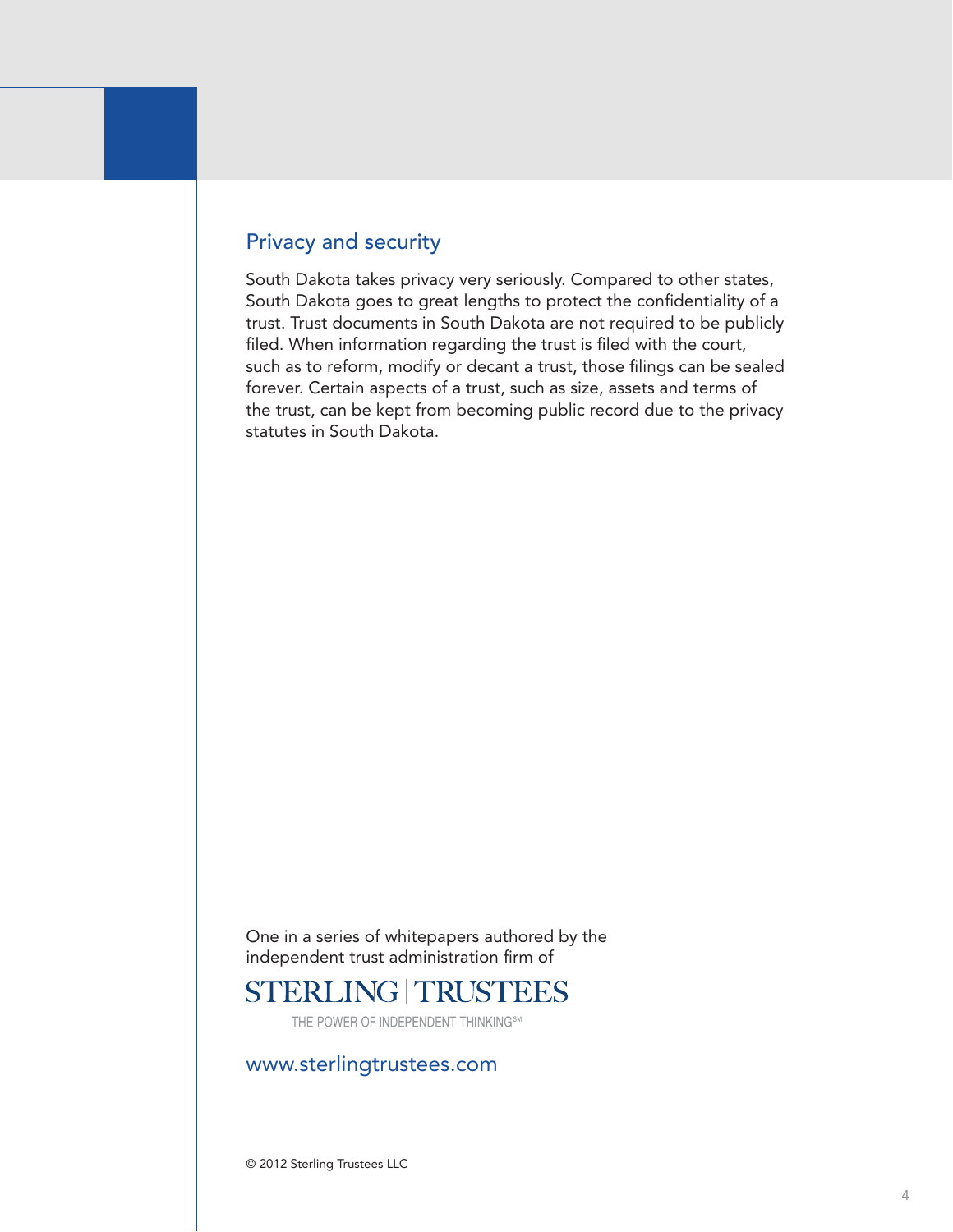## Privacy and security

South Dakota takes privacy very seriously. Compared to other states, South Dakota goes to great lengths to protect the confidentiality of a trust. Trust documents in South Dakota are not required to be publicly filed. When information regarding the trust is filed with the court, such as to reform, modify or decant a trust, those filings can be sealed forever. Certain aspects of a trust, such as size, assets and terms of the trust, can be kept from becoming public record due to the privacy statutes in South Dakota.

One in a series of whitepapers authored by the independent trust administration firm of

STERLING | TRUSTEES

THE POWER OF INDEPENDENT THINKING℠

www.sterlingtrustees.com

© 2012 Sterling Trustees LLC